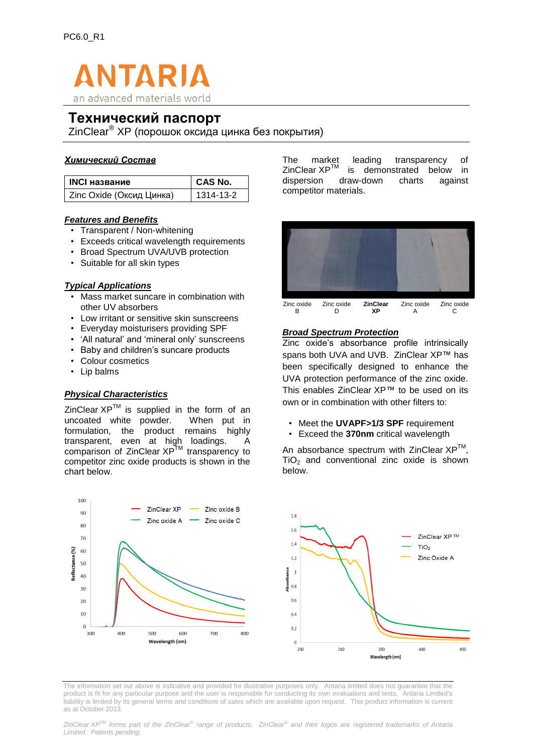PC6.0_R1

ANTARIA

an advanced materials world

# Технический паспорт

ZinClear® XP (порошок оксида цинка без покрытия)

## *Химический Состав*

| INCI название | CAS No. |
|---|---|
| Zinc Oxide (Оксид Цинка) | 1314-13-2 |

## *Features and Benefits*

- Transparent / Non-whitening
- Exceeds critical wavelength requirements
- Broad Spectrum UVA/UVB protection
- Suitable for all skin types

## *Typical Applications*

- Mass market suncare in combination with other UV absorbers
- Low irritant or sensitive skin sunscreens
- Everyday moisturisers providing SPF
- 'All natural' and 'mineral only' sunscreens
- Baby and children's suncare products
- Colour cosmetics
- Lip balms

## *Physical Characteristics*

ZinClear XP™ is supplied in the form of an uncoated white powder. When put in formulation, the product remains highly transparent, even at high loadings. A comparison of ZinClear XP™ transparency to competitor zinc oxide products is shown in the chart below.

The market leading transparency of ZinClear XP™ is demonstrated below in dispersion draw-down charts against competitor materials.

Zinc oxide B | Zinc oxide D | **ZinClear XP** | Zinc oxide A | Zinc oxide C

## *Broad Spectrum Protection*

Zinc oxide's absorbance profile intrinsically spans both UVA and UVB. ZinClear XP™ has been specifically designed to enhance the UVA protection performance of the zinc oxide. This enables ZinClear XP™ to be used on its own or in combination with other filters to:

- Meet the **UVAPF>1/3 SPF** requirement
- Exceed the **370nm** critical wavelength

An absorbance spectrum with ZinClear XP™, $TiO_2$ and conventional zinc oxide is shown below.

The information set out above is indicative and provided for illustrative purposes only. Antaria limited does not guarantee that the product is fit for any particular purpose and the user is responsible for conducting its own evaluations and tests. Antaria Limited's liability is limited by its general terms and conditions of sales which are available upon request. This product information is current as at October 2013.

*ZinClear XP™ forms part of the ZinClear® range of products. ZinClear® and their logos are registered trademarks of Antaria Limited. Patents pending.*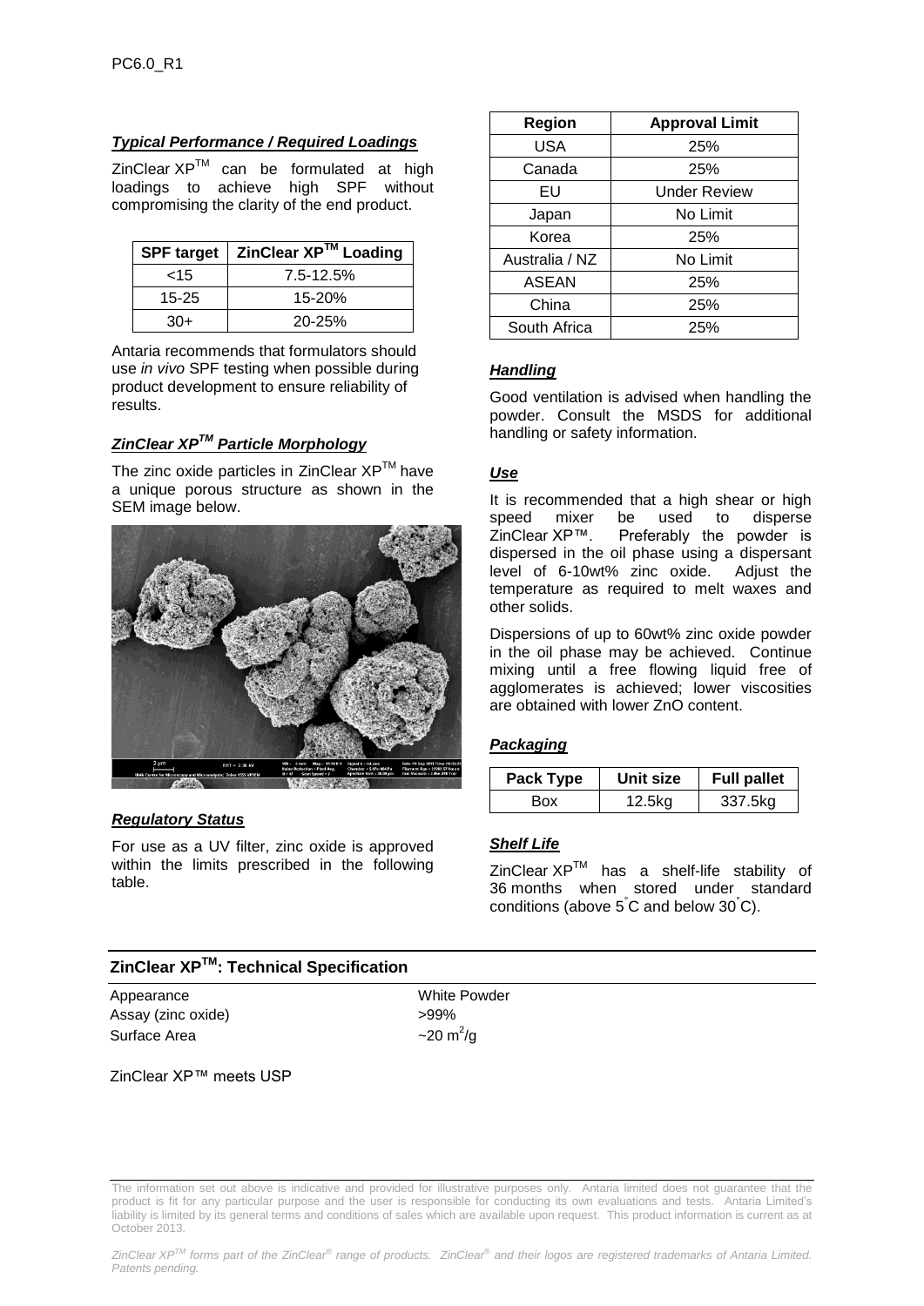PC6.0_R1

### *Typical Performance / Required Loadings*

ZinClear XP™ can be formulated at high loadings to achieve high SPF without compromising the clarity of the end product.

| SPF target | ZinClear XP™ Loading |
|---|---|
| <15 | 7.5-12.5% |
| 15-25 | 15-20% |
| 30+ | 20-25% |

Antaria recommends that formulators should use *in vivo* SPF testing when possible during product development to ensure reliability of results.

### *ZinClear XP™ Particle Morphology*

The zinc oxide particles in ZinClear XP™ have a unique porous structure as shown in the SEM image below.

### *Regulatory Status*

For use as a UV filter, zinc oxide is approved within the limits prescribed in the following table.

| Region | Approval Limit |
|---|---|
| USA | 25% |
| Canada | 25% |
| EU | Under Review |
| Japan | No Limit |
| Korea | 25% |
| Australia / NZ | No Limit |
| ASEAN | 25% |
| China | 25% |
| South Africa | 25% |

### *Handling*

Good ventilation is advised when handling the powder. Consult the MSDS for additional handling or safety information.

### *Use*

It is recommended that a high shear or high speed mixer be used to disperse ZinClear XP™. Preferably the powder is dispersed in the oil phase using a dispersant level of 6-10wt% zinc oxide. Adjust the temperature as required to melt waxes and other solids.

Dispersions of up to 60wt% zinc oxide powder in the oil phase may be achieved. Continue mixing until a free flowing liquid free of agglomerates is achieved; lower viscosities are obtained with lower ZnO content.

### *Packaging*

| Pack Type | Unit size | Full pallet |
|---|---|---|
| Box | 12.5kg | 337.5kg |

### *Shelf Life*

ZinClear XP™ has a shelf-life stability of 36 months when stored under standard conditions (above 5°C and below 30°C).

## ZinClear XP™: Technical Specification

| | |
|---|---|
| Appearance | White Powder |
| Assay (zinc oxide) | >99% |
| Surface Area | ~20 $m^2$/g |

ZinClear XP™ meets USP

The information set out above is indicative and provided for illustrative purposes only. Antaria limited does not guarantee that the product is fit for any particular purpose and the user is responsible for conducting its own evaluations and tests. Antaria Limited's liability is limited by its general terms and conditions of sales which are available upon request. This product information is current as at October 2013.

*ZinClear XP™ forms part of the ZinClear® range of products. ZinClear® and their logos are registered trademarks of Antaria Limited. Patents pending.*